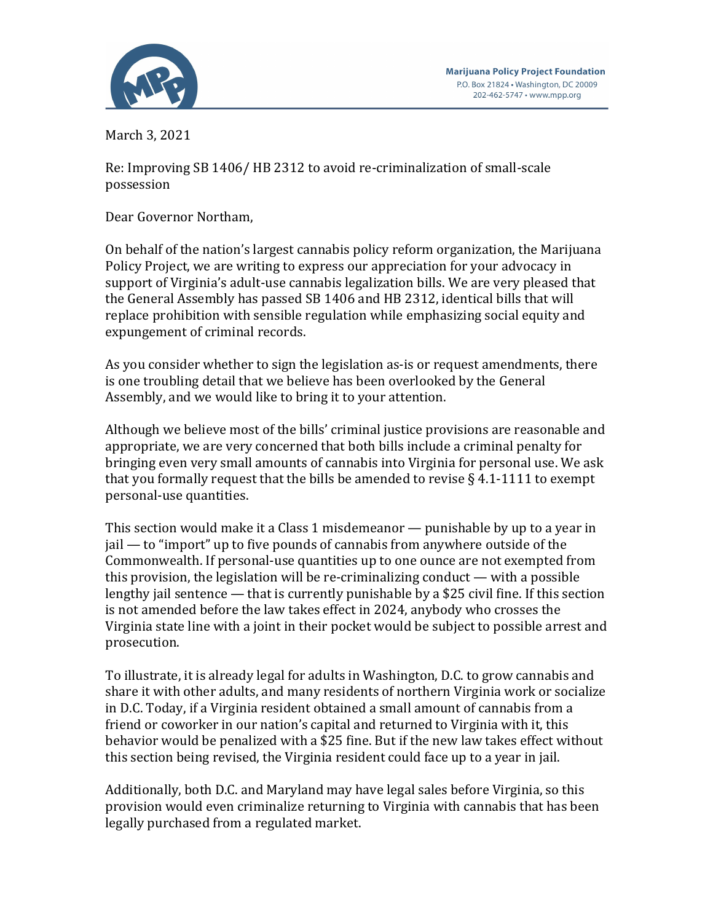Marijuana Policy Project Foundation
P.O. Box 21824 • Washington, DC 20009
202-462-5747 • www.mpp.org

March 3, 2021

Re: Improving SB 1406/ HB 2312 to avoid re-criminalization of small-scale possession

Dear Governor Northam,

On behalf of the nation's largest cannabis policy reform organization, the Marijuana Policy Project, we are writing to express our appreciation for your advocacy in support of Virginia's adult-use cannabis legalization bills. We are very pleased that the General Assembly has passed SB 1406 and HB 2312, identical bills that will replace prohibition with sensible regulation while emphasizing social equity and expungement of criminal records.

As you consider whether to sign the legislation as-is or request amendments, there is one troubling detail that we believe has been overlooked by the General Assembly, and we would like to bring it to your attention.

Although we believe most of the bills' criminal justice provisions are reasonable and appropriate, we are very concerned that both bills include a criminal penalty for bringing even very small amounts of cannabis into Virginia for personal use. We ask that you formally request that the bills be amended to revise § 4.1-1111 to exempt personal-use quantities.

This section would make it a Class 1 misdemeanor — punishable by up to a year in jail — to "import" up to five pounds of cannabis from anywhere outside of the Commonwealth. If personal-use quantities up to one ounce are not exempted from this provision, the legislation will be re-criminalizing conduct — with a possible lengthy jail sentence — that is currently punishable by a $25 civil fine. If this section is not amended before the law takes effect in 2024, anybody who crosses the Virginia state line with a joint in their pocket would be subject to possible arrest and prosecution.

To illustrate, it is already legal for adults in Washington, D.C. to grow cannabis and share it with other adults, and many residents of northern Virginia work or socialize in D.C. Today, if a Virginia resident obtained a small amount of cannabis from a friend or coworker in our nation's capital and returned to Virginia with it, this behavior would be penalized with a $25 fine. But if the new law takes effect without this section being revised, the Virginia resident could face up to a year in jail.

Additionally, both D.C. and Maryland may have legal sales before Virginia, so this provision would even criminalize returning to Virginia with cannabis that has been legally purchased from a regulated market.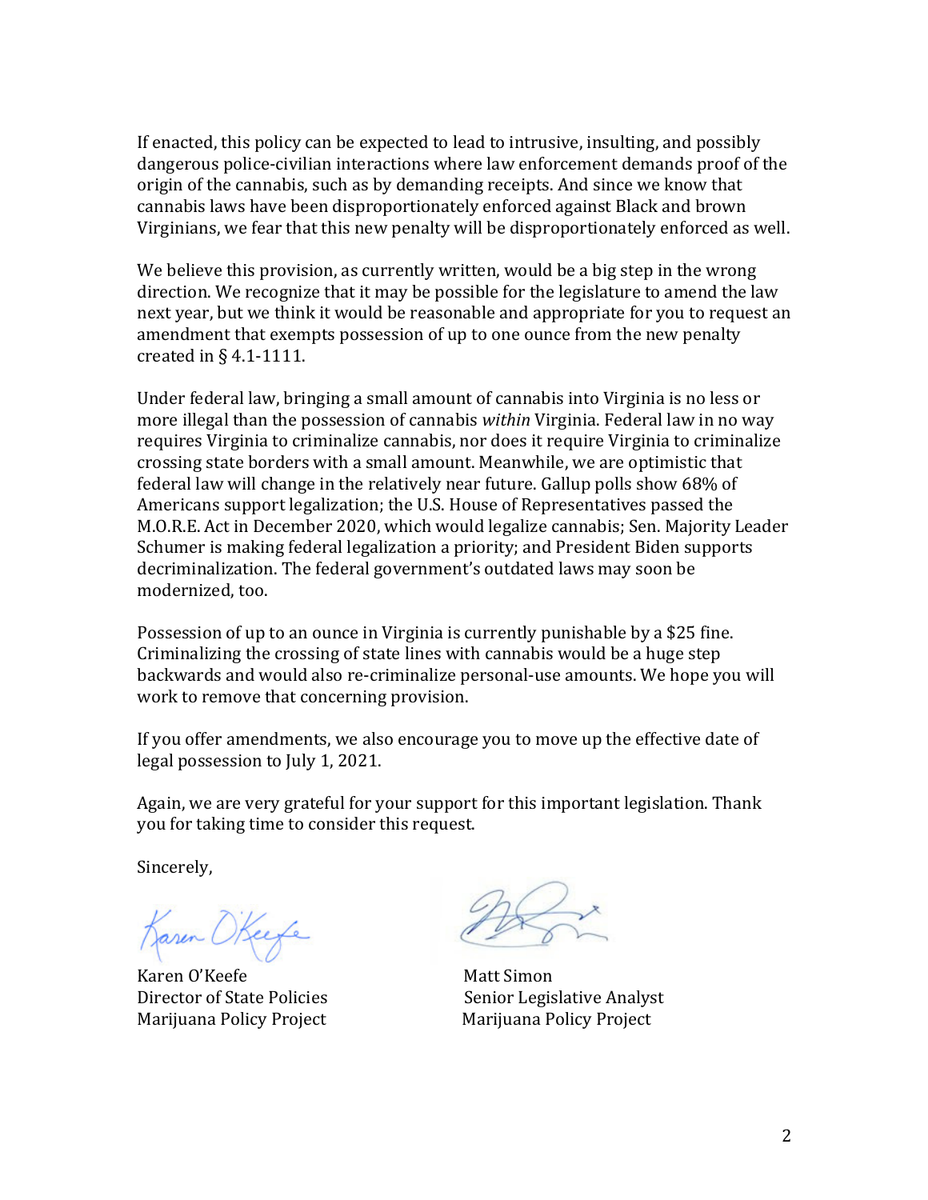If enacted, this policy can be expected to lead to intrusive, insulting, and possibly dangerous police-civilian interactions where law enforcement demands proof of the origin of the cannabis, such as by demanding receipts. And since we know that cannabis laws have been disproportionately enforced against Black and brown Virginians, we fear that this new penalty will be disproportionately enforced as well.

We believe this provision, as currently written, would be a big step in the wrong direction. We recognize that it may be possible for the legislature to amend the law next year, but we think it would be reasonable and appropriate for you to request an amendment that exempts possession of up to one ounce from the new penalty created in § 4.1-1111.

Under federal law, bringing a small amount of cannabis into Virginia is no less or more illegal than the possession of cannabis *within* Virginia. Federal law in no way requires Virginia to criminalize cannabis, nor does it require Virginia to criminalize crossing state borders with a small amount. Meanwhile, we are optimistic that federal law will change in the relatively near future. Gallup polls show 68% of Americans support legalization; the U.S. House of Representatives passed the M.O.R.E. Act in December 2020, which would legalize cannabis; Sen. Majority Leader Schumer is making federal legalization a priority; and President Biden supports decriminalization. The federal government's outdated laws may soon be modernized, too.

Possession of up to an ounce in Virginia is currently punishable by a $25 fine. Criminalizing the crossing of state lines with cannabis would be a huge step backwards and would also re-criminalize personal-use amounts. We hope you will work to remove that concerning provision.

If you offer amendments, we also encourage you to move up the effective date of legal possession to July 1, 2021.

Again, we are very grateful for your support for this important legislation. Thank you for taking time to consider this request.

Sincerely,

Karen O'Keefe
Director of State Policies
Marijuana Policy Project

Matt Simon
Senior Legislative Analyst
Marijuana Policy Project